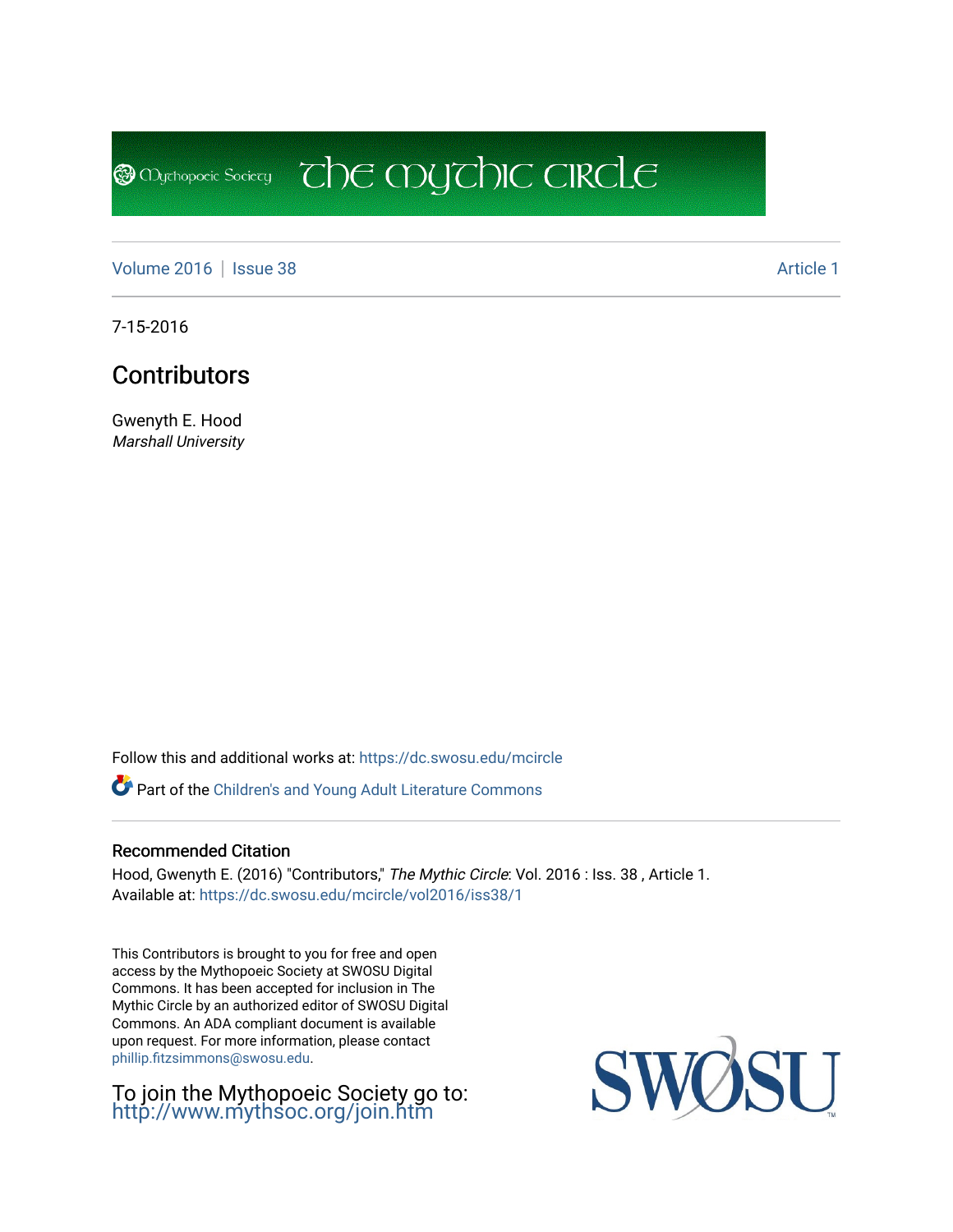Mythopoeic Society The Mythic Circle

Volume 2016 | Issue 38 Article 1

7-15-2016

# Contributors

Gwenyth E. Hood
*Marshall University*

Follow this and additional works at: https://dc.swosu.edu/mcircle

Part of the Children's and Young Adult Literature Commons

### Recommended Citation

Hood, Gwenyth E. (2016) "Contributors," *The Mythic Circle*: Vol. 2016 : Iss. 38 , Article 1.
Available at: https://dc.swosu.edu/mcircle/vol2016/iss38/1

This Contributors is brought to you for free and open access by the Mythopoeic Society at SWOSU Digital Commons. It has been accepted for inclusion in The Mythic Circle by an authorized editor of SWOSU Digital Commons. An ADA compliant document is available upon request. For more information, please contact phillip.fitzsimmons@swosu.edu.

To join the Mythopoeic Society go to:
http://www.mythsoc.org/join.htm

SWOSU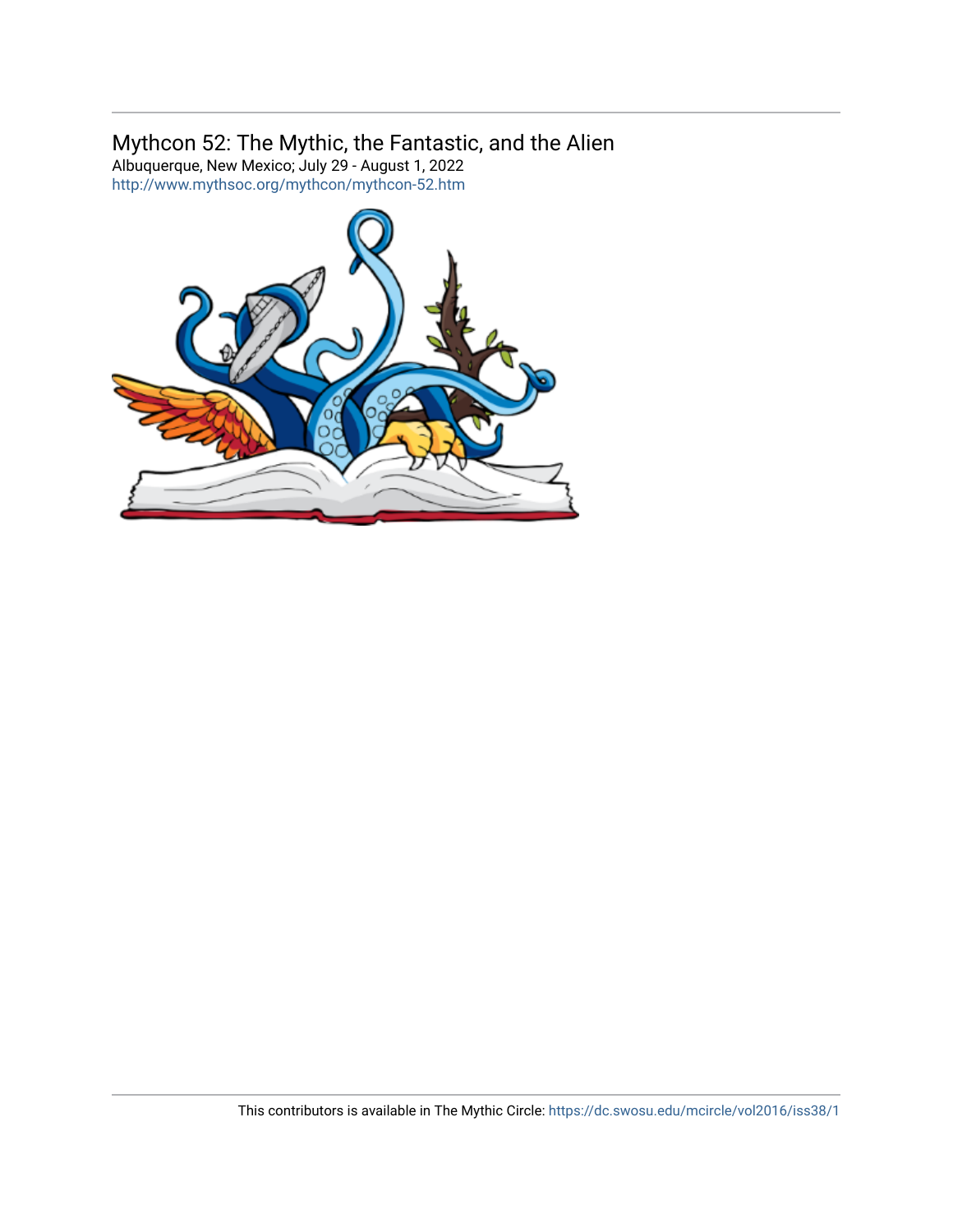Mythcon 52: The Mythic, the Fantastic, and the Alien
Albuquerque, New Mexico; July 29 - August 1, 2022
http://www.mythsoc.org/mythcon/mythcon-52.htm

This contributors is available in The Mythic Circle: https://dc.swosu.edu/mcircle/vol2016/iss38/1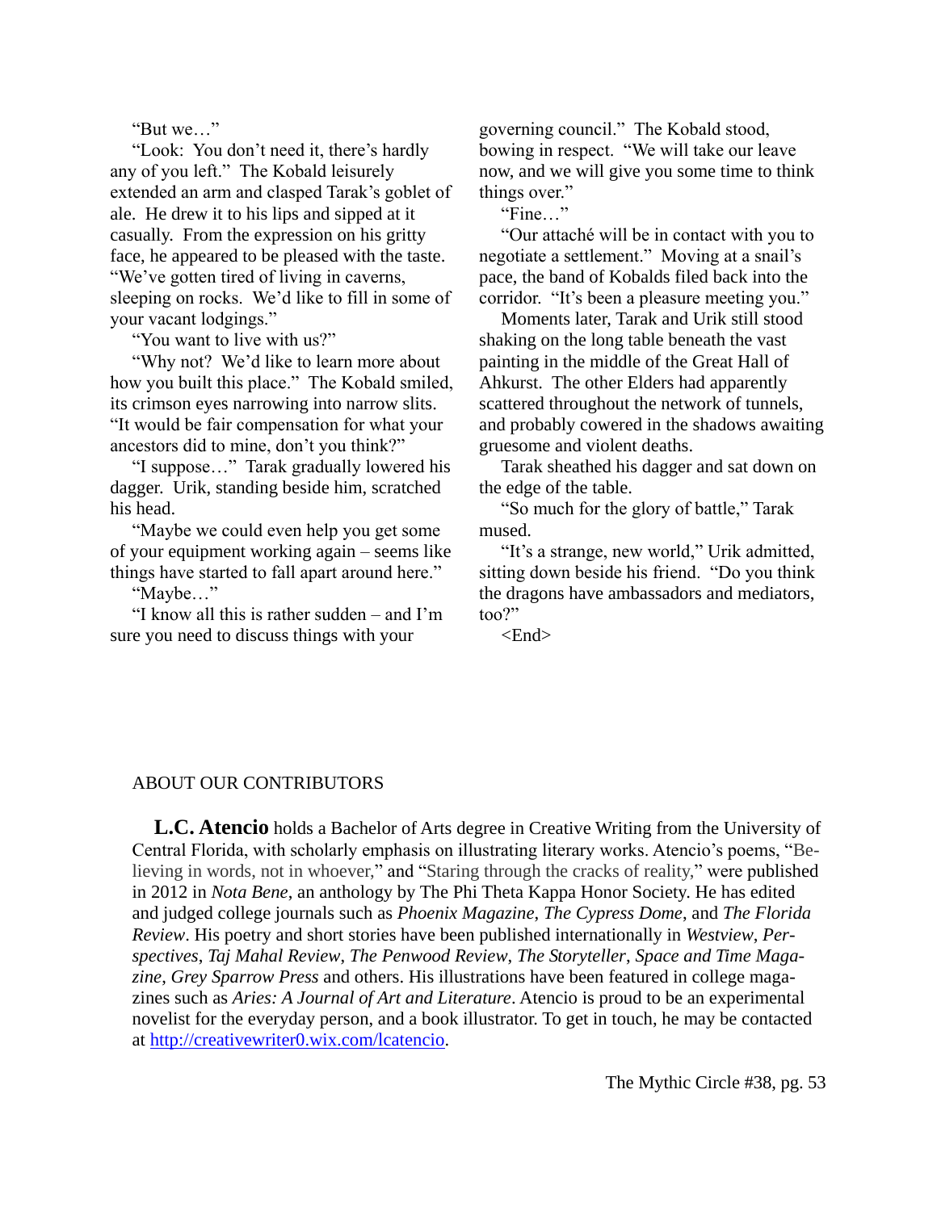"But we…"

"Look: You don't need it, there's hardly any of you left." The Kobald leisurely extended an arm and clasped Tarak's goblet of ale. He drew it to his lips and sipped at it casually. From the expression on his gritty face, he appeared to be pleased with the taste. "We've gotten tired of living in caverns, sleeping on rocks. We'd like to fill in some of your vacant lodgings."

"You want to live with us?"

"Why not? We'd like to learn more about how you built this place." The Kobald smiled, its crimson eyes narrowing into narrow slits. "It would be fair compensation for what your ancestors did to mine, don't you think?"

"I suppose…" Tarak gradually lowered his dagger. Urik, standing beside him, scratched his head.

"Maybe we could even help you get some of your equipment working again – seems like things have started to fall apart around here."

"Maybe…"

"I know all this is rather sudden – and I'm sure you need to discuss things with your governing council." The Kobald stood, bowing in respect. "We will take our leave now, and we will give you some time to think things over."

"Fine…"

"Our attaché will be in contact with you to negotiate a settlement." Moving at a snail's pace, the band of Kobalds filed back into the corridor. "It's been a pleasure meeting you."

Moments later, Tarak and Urik still stood shaking on the long table beneath the vast painting in the middle of the Great Hall of Ahkurst. The other Elders had apparently scattered throughout the network of tunnels, and probably cowered in the shadows awaiting gruesome and violent deaths.

Tarak sheathed his dagger and sat down on the edge of the table.

"So much for the glory of battle," Tarak mused.

"It's a strange, new world," Urik admitted, sitting down beside his friend. "Do you think the dragons have ambassadors and mediators, too?"

<End>

## ABOUT OUR CONTRIBUTORS

**L.C. Atencio** holds a Bachelor of Arts degree in Creative Writing from the University of Central Florida, with scholarly emphasis on illustrating literary works. Atencio's poems, "Believing in words, not in whoever," and "Staring through the cracks of reality," were published in 2012 in *Nota Bene*, an anthology by The Phi Theta Kappa Honor Society. He has edited and judged college journals such as *Phoenix Magazine*, *The Cypress Dome*, and *The Florida Review*. His poetry and short stories have been published internationally in *Westview*, *Perspectives*, *Taj Mahal Review*, *The Penwood Review*, *The Storyteller*, *Space and Time Magazine*, *Grey Sparrow Press* and others. His illustrations have been featured in college magazines such as *Aries: A Journal of Art and Literature*. Atencio is proud to be an experimental novelist for the everyday person, and a book illustrator. To get in touch, he may be contacted at http://creativewriter0.wix.com/lcatencio.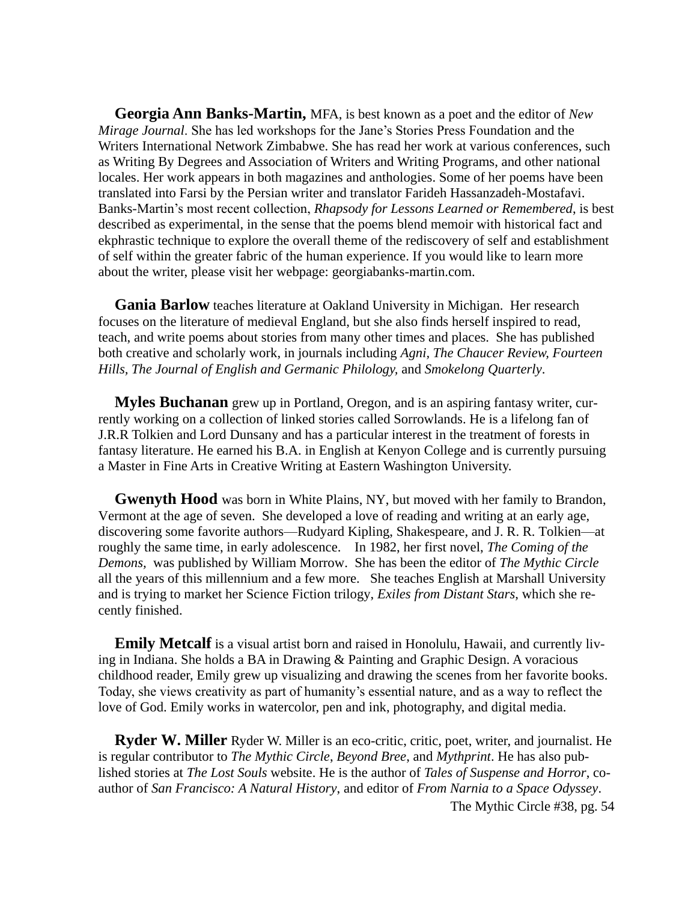**Georgia Ann Banks-Martin,** MFA, is best known as a poet and the editor of *New Mirage Journal*. She has led workshops for the Jane's Stories Press Foundation and the Writers International Network Zimbabwe. She has read her work at various conferences, such as Writing By Degrees and Association of Writers and Writing Programs, and other national locales. Her work appears in both magazines and anthologies. Some of her poems have been translated into Farsi by the Persian writer and translator Farideh Hassanzadeh-Mostafavi. Banks-Martin's most recent collection, *Rhapsody for Lessons Learned or Remembered*, is best described as experimental, in the sense that the poems blend memoir with historical fact and ekphrastic technique to explore the overall theme of the rediscovery of self and establishment of self within the greater fabric of the human experience. If you would like to learn more about the writer, please visit her webpage: georgiabanks-martin.com.

**Gania Barlow** teaches literature at Oakland University in Michigan. Her research focuses on the literature of medieval England, but she also finds herself inspired to read, teach, and write poems about stories from many other times and places. She has published both creative and scholarly work, in journals including *Agni, The Chaucer Review, Fourteen Hills, The Journal of English and Germanic Philology,* and *Smokelong Quarterly*.

**Myles Buchanan** grew up in Portland, Oregon, and is an aspiring fantasy writer, currently working on a collection of linked stories called Sorrowlands. He is a lifelong fan of J.R.R Tolkien and Lord Dunsany and has a particular interest in the treatment of forests in fantasy literature. He earned his B.A. in English at Kenyon College and is currently pursuing a Master in Fine Arts in Creative Writing at Eastern Washington University.

**Gwenyth Hood** was born in White Plains, NY, but moved with her family to Brandon, Vermont at the age of seven. She developed a love of reading and writing at an early age, discovering some favorite authors—Rudyard Kipling, Shakespeare, and J. R. R. Tolkien—at roughly the same time, in early adolescence. In 1982, her first novel, *The Coming of the Demons,* was published by William Morrow. She has been the editor of *The Mythic Circle* all the years of this millennium and a few more. She teaches English at Marshall University and is trying to market her Science Fiction trilogy, *Exiles from Distant Stars*, which she recently finished.

**Emily Metcalf** is a visual artist born and raised in Honolulu, Hawaii, and currently living in Indiana. She holds a BA in Drawing & Painting and Graphic Design. A voracious childhood reader, Emily grew up visualizing and drawing the scenes from her favorite books. Today, she views creativity as part of humanity's essential nature, and as a way to reflect the love of God. Emily works in watercolor, pen and ink, photography, and digital media.

**Ryder W. Miller** Ryder W. Miller is an eco-critic, critic, poet, writer, and journalist. He is regular contributor to *The Mythic Circle*, *Beyond Bree*, and *Mythprint*. He has also published stories at *The Lost Souls* website. He is the author of *Tales of Suspense and Horror*, co-author of *San Francisco: A Natural History*, and editor of *From Narnia to a Space Odyssey*.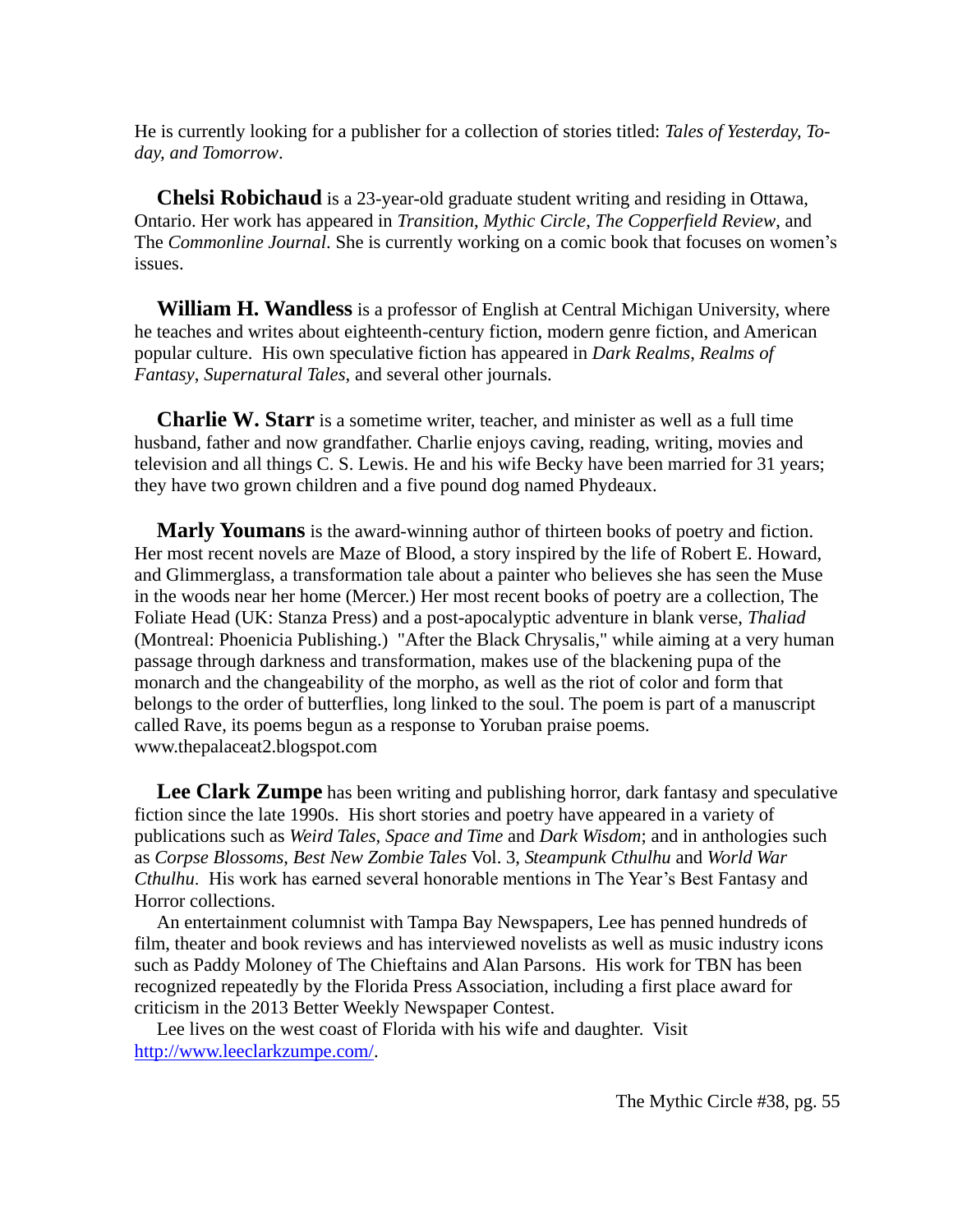He is currently looking for a publisher for a collection of stories titled: *Tales of Yesterday, Today, and Tomorrow*.

**Chelsi Robichaud** is a 23-year-old graduate student writing and residing in Ottawa, Ontario. Her work has appeared in *Transition*, *Mythic Circle*, *The Copperfield Review*, and The *Commonline Journal*. She is currently working on a comic book that focuses on women's issues.

**William H. Wandless** is a professor of English at Central Michigan University, where he teaches and writes about eighteenth-century fiction, modern genre fiction, and American popular culture. His own speculative fiction has appeared in *Dark Realms*, *Realms of Fantasy*, *Supernatural Tales*, and several other journals.

**Charlie W. Starr** is a sometime writer, teacher, and minister as well as a full time husband, father and now grandfather. Charlie enjoys caving, reading, writing, movies and television and all things C. S. Lewis. He and his wife Becky have been married for 31 years; they have two grown children and a five pound dog named Phydeaux.

**Marly Youmans** is the award-winning author of thirteen books of poetry and fiction. Her most recent novels are Maze of Blood, a story inspired by the life of Robert E. Howard, and Glimmerglass, a transformation tale about a painter who believes she has seen the Muse in the woods near her home (Mercer.) Her most recent books of poetry are a collection, The Foliate Head (UK: Stanza Press) and a post-apocalyptic adventure in blank verse, *Thaliad* (Montreal: Phoenicia Publishing.) "After the Black Chrysalis," while aiming at a very human passage through darkness and transformation, makes use of the blackening pupa of the monarch and the changeability of the morpho, as well as the riot of color and form that belongs to the order of butterflies, long linked to the soul. The poem is part of a manuscript called Rave, its poems begun as a response to Yoruban praise poems. www.thepalaceat2.blogspot.com

**Lee Clark Zumpe** has been writing and publishing horror, dark fantasy and speculative fiction since the late 1990s. His short stories and poetry have appeared in a variety of publications such as *Weird Tales*, *Space and Time* and *Dark Wisdom*; and in anthologies such as *Corpse Blossoms*, *Best New Zombie Tales* Vol. 3, *Steampunk Cthulhu* and *World War Cthulhu*. His work has earned several honorable mentions in The Year's Best Fantasy and Horror collections.

An entertainment columnist with Tampa Bay Newspapers, Lee has penned hundreds of film, theater and book reviews and has interviewed novelists as well as music industry icons such as Paddy Moloney of The Chieftains and Alan Parsons. His work for TBN has been recognized repeatedly by the Florida Press Association, including a first place award for criticism in the 2013 Better Weekly Newspaper Contest.

Lee lives on the west coast of Florida with his wife and daughter. Visit http://www.leeclarkzumpe.com/.